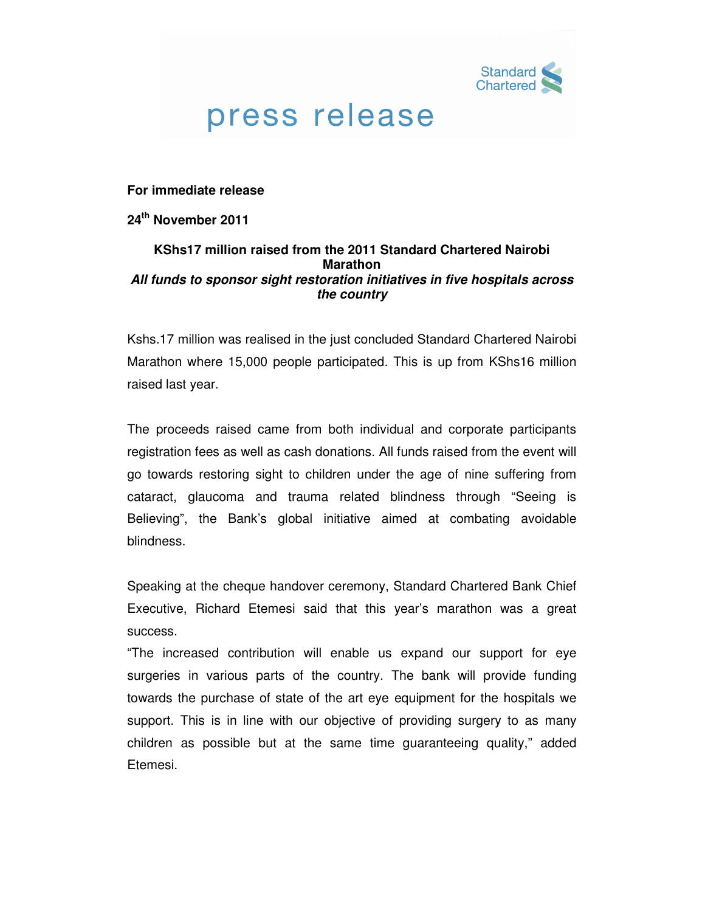# press release

**For immediate release**

**24th November 2011**

**KShs17 million raised from the 2011 Standard Chartered Nairobi Marathon**

***All funds to sponsor sight restoration initiatives in five hospitals across the country***

Kshs.17 million was realised in the just concluded Standard Chartered Nairobi Marathon where 15,000 people participated. This is up from KShs16 million raised last year.

The proceeds raised came from both individual and corporate participants registration fees as well as cash donations. All funds raised from the event will go towards restoring sight to children under the age of nine suffering from cataract, glaucoma and trauma related blindness through "Seeing is Believing", the Bank's global initiative aimed at combating avoidable blindness.

Speaking at the cheque handover ceremony, Standard Chartered Bank Chief Executive, Richard Etemesi said that this year's marathon was a great success.

"The increased contribution will enable us expand our support for eye surgeries in various parts of the country. The bank will provide funding towards the purchase of state of the art eye equipment for the hospitals we support. This is in line with our objective of providing surgery to as many children as possible but at the same time guaranteeing quality," added Etemesi.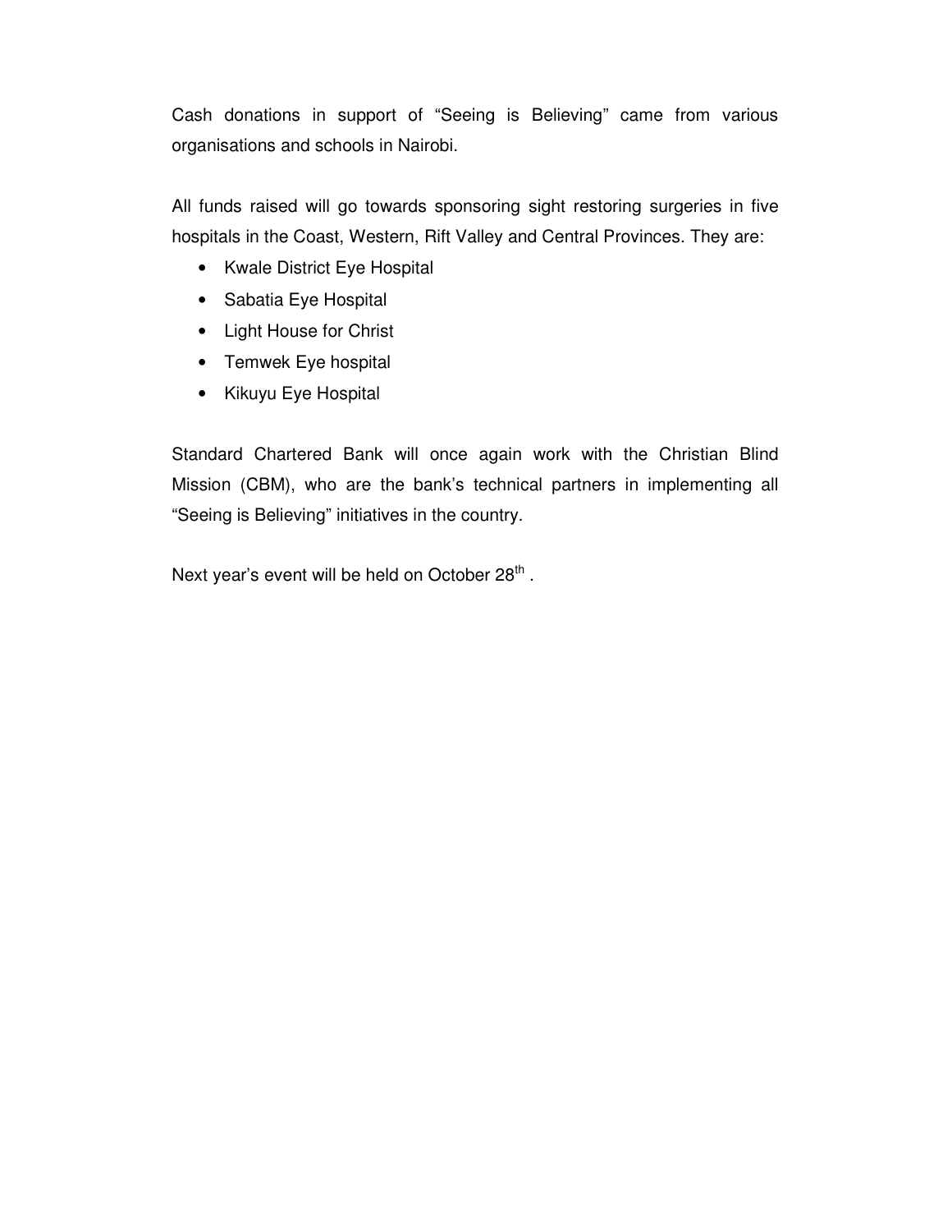Cash donations in support of “Seeing is Believing” came from various organisations and schools in Nairobi.

All funds raised will go towards sponsoring sight restoring surgeries in five hospitals in the Coast, Western, Rift Valley and Central Provinces. They are:

- Kwale District Eye Hospital
- Sabatia Eye Hospital
- Light House for Christ
- Temwek Eye hospital
- Kikuyu Eye Hospital

Standard Chartered Bank will once again work with the Christian Blind Mission (CBM), who are the bank’s technical partners in implementing all “Seeing is Believing” initiatives in the country.

Next year’s event will be held on October 28th .